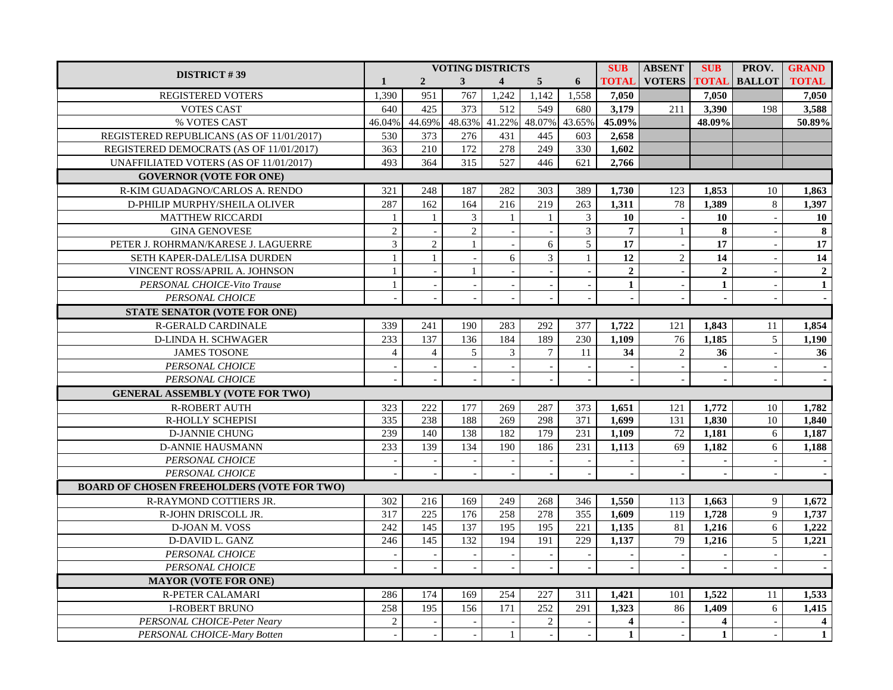| DISTRICT # 39 | VOTING DISTRICTS | | | | | | SUB TOTAL | ABSENT VOTERS | SUB TOTAL | PROV. BALLOT | GRAND TOTAL |
|---|---|---|---|---|---|---|---|---|---|---|---|
| | 1 | 2 | 3 | 4 | 5 | 6 | | | | | |
| REGISTERED VOTERS | 1,390 | 951 | 767 | 1,242 | 1,142 | 1,558 | **7,050** | | **7,050** | | **7,050** |
| VOTES CAST | 640 | 425 | 373 | 512 | 549 | 680 | **3,179** | 211 | **3,390** | 198 | **3,588** |
| % VOTES CAST | 46.04% | 44.69% | 48.63% | 41.22% | 48.07% | 43.65% | **45.09%** | | **48.09%** | | **50.89%** |
| REGISTERED REPUBLICANS (AS OF 11/01/2017) | 530 | 373 | 276 | 431 | 445 | 603 | **2,658** | | | | |
| REGISTERED DEMOCRATS (AS OF 11/01/2017) | 363 | 210 | 172 | 278 | 249 | 330 | **1,602** | | | | |
| UNAFFILIATED VOTERS (AS OF 11/01/2017) | 493 | 364 | 315 | 527 | 446 | 621 | **2,766** | | | | |
| **GOVERNOR (VOTE FOR ONE)** | | | | | | | | | | | |
| R-KIM GUADAGNO/CARLOS A. RENDO | 321 | 248 | 187 | 282 | 303 | 389 | **1,730** | 123 | **1,853** | 10 | **1,863** |
| D-PHILIP MURPHY/SHEILA OLIVER | 287 | 162 | 164 | 216 | 219 | 263 | **1,311** | 78 | **1,389** | 8 | **1,397** |
| MATTHEW RICCARDI | 1 | 1 | 3 | 1 | 1 | 3 | **10** | - | **10** | - | **10** |
| GINA GENOVESE | 2 | - | 2 | - | - | 3 | **7** | 1 | **8** | - | **8** |
| PETER J. ROHRMAN/KARESE J. LAGUERRE | 3 | 2 | 1 | - | 6 | 5 | **17** | - | **17** | - | **17** |
| SETH KAPER-DALE/LISA DURDEN | 1 | 1 | - | 6 | 3 | 1 | **12** | 2 | **14** | - | **14** |
| VINCENT ROSS/APRIL A. JOHNSON | 1 | - | 1 | - | - | - | **2** | - | **2** | - | **2** |
| *PERSONAL CHOICE-Vito Trause* | 1 | - | - | - | - | - | **1** | - | **1** | - | **1** |
| *PERSONAL CHOICE* | - | - | - | - | - | - | **-** | - | **-** | - | **-** |
| **STATE SENATOR (VOTE FOR ONE)** | | | | | | | | | | | |
| R-GERALD CARDINALE | 339 | 241 | 190 | 283 | 292 | 377 | **1,722** | 121 | **1,843** | 11 | **1,854** |
| D-LINDA H. SCHWAGER | 233 | 137 | 136 | 184 | 189 | 230 | **1,109** | 76 | **1,185** | 5 | **1,190** |
| JAMES TOSONE | 4 | 4 | 5 | 3 | 7 | 11 | **34** | 2 | **36** | - | **36** |
| *PERSONAL CHOICE* | - | - | - | - | - | - | **-** | - | **-** | - | **-** |
| *PERSONAL CHOICE* | - | - | - | - | - | - | **-** | - | **-** | - | **-** |
| **GENERAL ASSEMBLY (VOTE FOR TWO)** | | | | | | | | | | | |
| R-ROBERT AUTH | 323 | 222 | 177 | 269 | 287 | 373 | **1,651** | 121 | **1,772** | 10 | **1,782** |
| R-HOLLY SCHEPISI | 335 | 238 | 188 | 269 | 298 | 371 | **1,699** | 131 | **1,830** | 10 | **1,840** |
| D-JANNIE CHUNG | 239 | 140 | 138 | 182 | 179 | 231 | **1,109** | 72 | **1,181** | 6 | **1,187** |
| D-ANNIE HAUSMANN | 233 | 139 | 134 | 190 | 186 | 231 | **1,113** | 69 | **1,182** | 6 | **1,188** |
| *PERSONAL CHOICE* | - | - | - | - | - | - | **-** | - | **-** | - | **-** |
| *PERSONAL CHOICE* | - | - | - | - | - | - | **-** | - | **-** | - | **-** |
| **BOARD OF CHOSEN FREEHOLDERS (VOTE FOR TWO)** | | | | | | | | | | | |
| R-RAYMOND COTTIERS JR. | 302 | 216 | 169 | 249 | 268 | 346 | **1,550** | 113 | **1,663** | 9 | **1,672** |
| R-JOHN DRISCOLL JR. | 317 | 225 | 176 | 258 | 278 | 355 | **1,609** | 119 | **1,728** | 9 | **1,737** |
| D-JOAN M. VOSS | 242 | 145 | 137 | 195 | 195 | 221 | **1,135** | 81 | **1,216** | 6 | **1,222** |
| D-DAVID L. GANZ | 246 | 145 | 132 | 194 | 191 | 229 | **1,137** | 79 | **1,216** | 5 | **1,221** |
| *PERSONAL CHOICE* | - | - | - | - | - | - | **-** | - | **-** | - | **-** |
| *PERSONAL CHOICE* | - | - | - | - | - | - | **-** | - | **-** | - | **-** |
| **MAYOR (VOTE FOR ONE)** | | | | | | | | | | | |
| R-PETER CALAMARI | 286 | 174 | 169 | 254 | 227 | 311 | **1,421** | 101 | **1,522** | 11 | **1,533** |
| I-ROBERT BRUNO | 258 | 195 | 156 | 171 | 252 | 291 | **1,323** | 86 | **1,409** | 6 | **1,415** |
| *PERSONAL CHOICE-Peter Neary* | 2 | - | - | - | 2 | - | **4** | - | **4** | - | **4** |
| *PERSONAL CHOICE-Mary Botten* | **-** | **-** | - | 1 | - | **-** | **1** | **-** | **1** | - | **1** |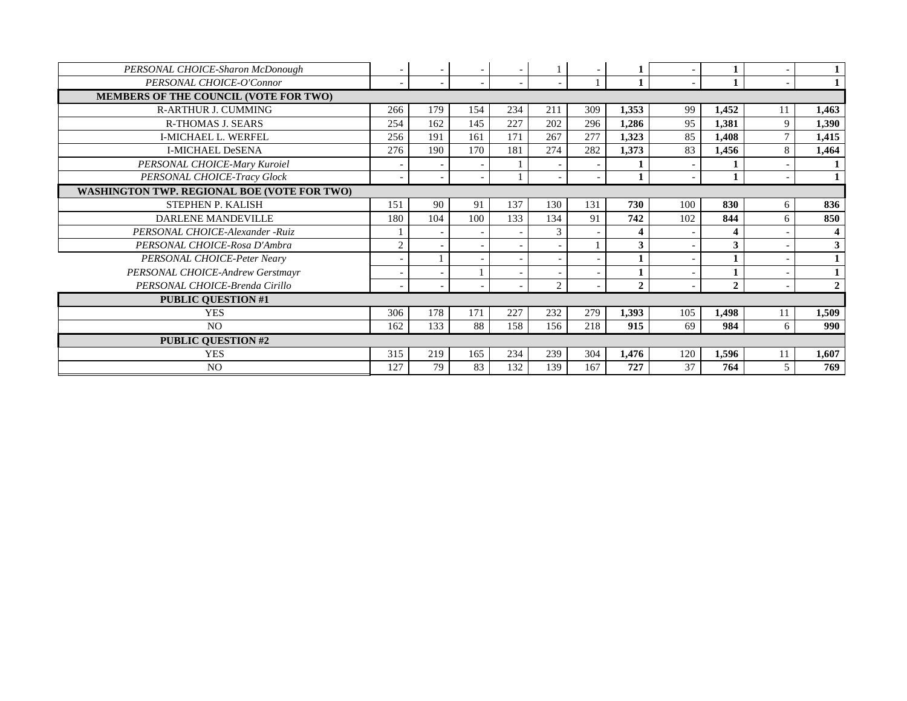| | | | | | | | | | | | |
|---|---|---|---|---|---|---|---|---|---|---|---|
| *PERSONAL CHOICE-Sharon McDonough* | - | - | - | - | 1 | - | **1** | - | **1** | - | **1** |
| *PERSONAL CHOICE-O'Connor* | - | - | - | - | - | 1 | **1** | - | **1** | - | **1** |
| **MEMBERS OF THE COUNCIL (VOTE FOR TWO)** | | | | | | | | | | | |
| R-ARTHUR J. CUMMING | 266 | 179 | 154 | 234 | 211 | 309 | **1,353** | 99 | **1,452** | 11 | **1,463** |
| R-THOMAS J. SEARS | 254 | 162 | 145 | 227 | 202 | 296 | **1,286** | 95 | **1,381** | 9 | **1,390** |
| I-MICHAEL L. WERFEL | 256 | 191 | 161 | 171 | 267 | 277 | **1,323** | 85 | **1,408** | 7 | **1,415** |
| I-MICHAEL DeSENA | 276 | 190 | 170 | 181 | 274 | 282 | **1,373** | 83 | **1,456** | 8 | **1,464** |
| *PERSONAL CHOICE-Mary Kuroiel* | - | - | - | 1 | - | - | **1** | - | **1** | - | **1** |
| *PERSONAL CHOICE-Tracy Glock* | - | - | - | 1 | - | - | **1** | - | **1** | - | **1** |
| **WASHINGTON TWP. REGIONAL BOE (VOTE FOR TWO)** | | | | | | | | | | | |
| STEPHEN P. KALISH | 151 | 90 | 91 | 137 | 130 | 131 | **730** | 100 | **830** | 6 | **836** |
| DARLENE MANDEVILLE | 180 | 104 | 100 | 133 | 134 | 91 | **742** | 102 | **844** | 6 | **850** |
| *PERSONAL CHOICE-Alexander -Ruiz* | 1 | - | - | - | 3 | - | **4** | - | **4** | - | **4** |
| *PERSONAL CHOICE-Rosa D'Ambra* | 2 | - | - | - | - | 1 | **3** | - | **3** | - | **3** |
| *PERSONAL CHOICE-Peter Neary* | - | 1 | - | - | - | - | **1** | - | **1** | - | **1** |
| *PERSONAL CHOICE-Andrew Gerstmayr* | - | - | 1 | - | - | - | **1** | - | **1** | - | **1** |
| *PERSONAL CHOICE-Brenda Cirillo* | - | - | - | - | 2 | - | **2** | - | **2** | - | **2** |
| **PUBLIC QUESTION #1** | | | | | | | | | | | |
| YES | 306 | 178 | 171 | 227 | 232 | 279 | **1,393** | 105 | **1,498** | 11 | **1,509** |
| NO | 162 | 133 | 88 | 158 | 156 | 218 | **915** | 69 | **984** | 6 | **990** |
| **PUBLIC QUESTION #2** | | | | | | | | | | | |
| YES | 315 | 219 | 165 | 234 | 239 | 304 | **1,476** | 120 | **1,596** | 11 | **1,607** |
| NO | 127 | 79 | 83 | 132 | 139 | 167 | **727** | 37 | **764** | 5 | **769** |